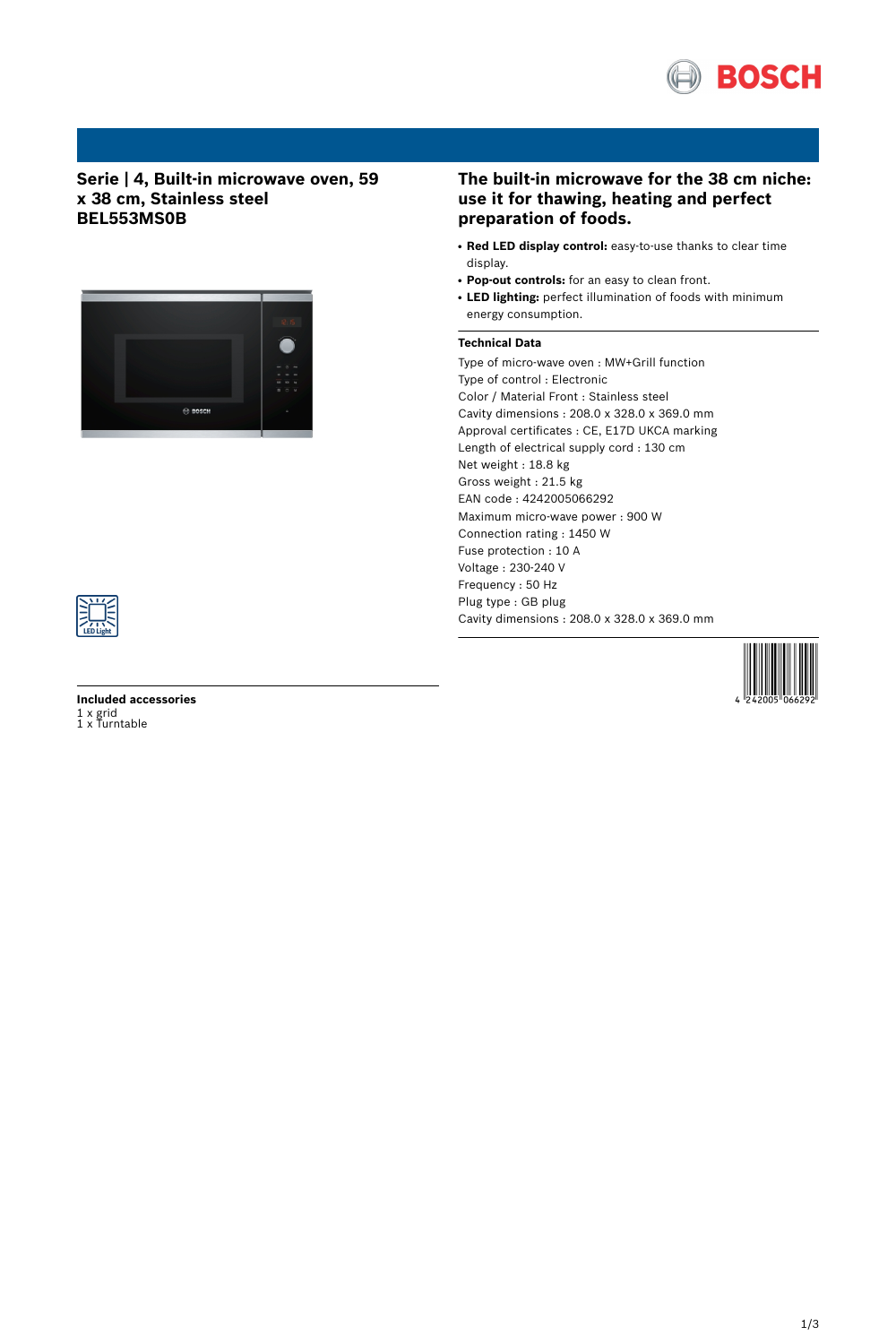# Serie | 4, Built-in microwave oven, 59 x 38 cm, Stainless steel BEL553MS0B

## The built-in microwave for the 38 cm niche: use it for thawing, heating and perfect preparation of foods.

- **Red LED display control:** easy-to-use thanks to clear time display.
- **Pop-out controls:** for an easy to clean front.
- **LED lighting:** perfect illumination of foods with minimum energy consumption.

### Technical Data

Type of micro-wave oven : MW+Grill function
Type of control : Electronic
Color / Material Front : Stainless steel
Cavity dimensions : 208.0 x 328.0 x 369.0 mm
Approval certificates : CE, E17D UKCA marking
Length of electrical supply cord : 130 cm
Net weight : 18.8 kg
Gross weight : 21.5 kg
EAN code : 4242005066292
Maximum micro-wave power : 900 W
Connection rating : 1450 W
Fuse protection : 10 A
Voltage : 230-240 V
Frequency : 50 Hz
Plug type : GB plug
Cavity dimensions : 208.0 x 328.0 x 369.0 mm

### Included accessories

1 x grid
1 x Turntable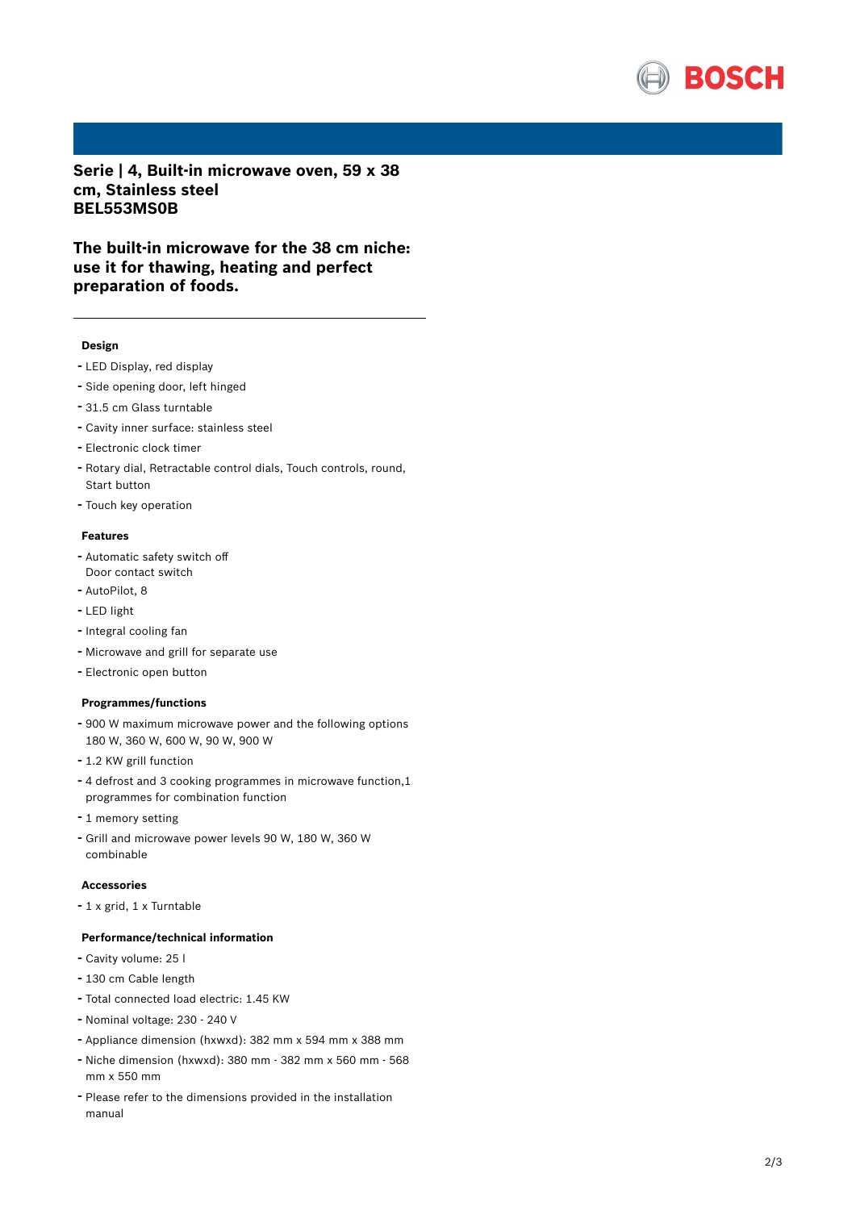# Serie | 4, Built-in microwave oven, 59 x 38 cm, Stainless steel
# BEL553MS0B

## The built-in microwave for the 38 cm niche: use it for thawing, heating and perfect preparation of foods.

---

### Design

- LED Display, red display
- Side opening door, left hinged
- 31.5 cm Glass turntable
- Cavity inner surface: stainless steel
- Electronic clock timer
- Rotary dial, Retractable control dials, Touch controls, round, Start button
- Touch key operation

### Features

- Automatic safety switch off
  Door contact switch
- AutoPilot, 8
- LED light
- Integral cooling fan
- Microwave and grill for separate use
- Electronic open button

### Programmes/functions

- 900 W maximum microwave power and the following options 180 W, 360 W, 600 W, 90 W, 900 W
- 1.2 KW grill function
- 4 defrost and 3 cooking programmes in microwave function,1 programmes for combination function
- 1 memory setting
- Grill and microwave power levels 90 W, 180 W, 360 W combinable

### Accessories

- 1 x grid, 1 x Turntable

### Performance/technical information

- Cavity volume: 25 l
- 130 cm Cable length
- Total connected load electric: 1.45 KW
- Nominal voltage: 230 - 240 V
- Appliance dimension (hxwxd): 382 mm x 594 mm x 388 mm
- Niche dimension (hxwxd): 380 mm - 382 mm x 560 mm - 568 mm x 550 mm
- Please refer to the dimensions provided in the installation manual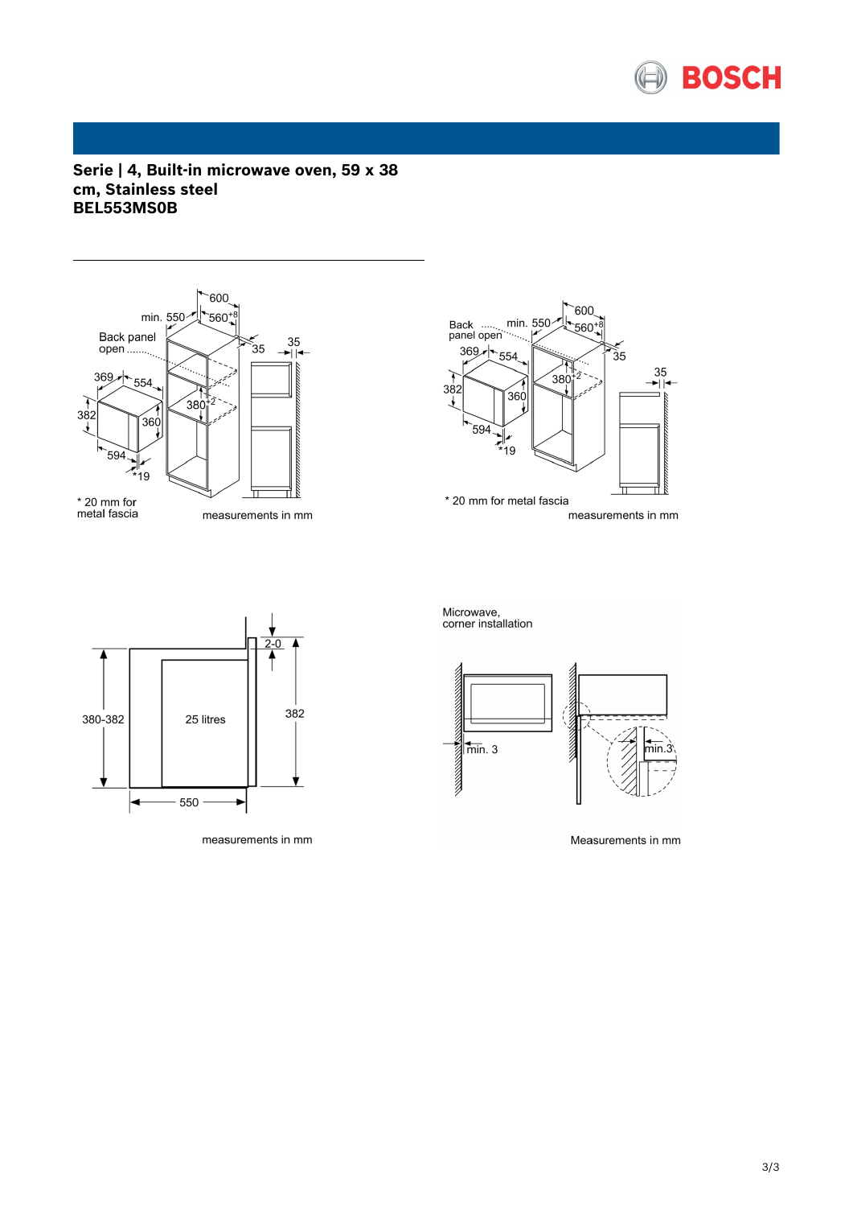**Serie | 4, Built-in microwave oven, 59 x 38 cm, Stainless steel**
**BEL553MS0B**

600
min. 550
$560^{+8}$
Back panel open
35
35
369
554
382
360
$380^{+2}$
594
*19
* 20 mm for metal fascia
measurements in mm

600
Back panel open
min. 550
$560^{+8}$
369
554
35
$380^{+2}$
382
360
35
594
*19
* 20 mm for metal fascia
measurements in mm

2-0
380-382
25 litres
382
550
measurements in mm

Microwave, corner installation
min. 3
min.3
Measurements in mm